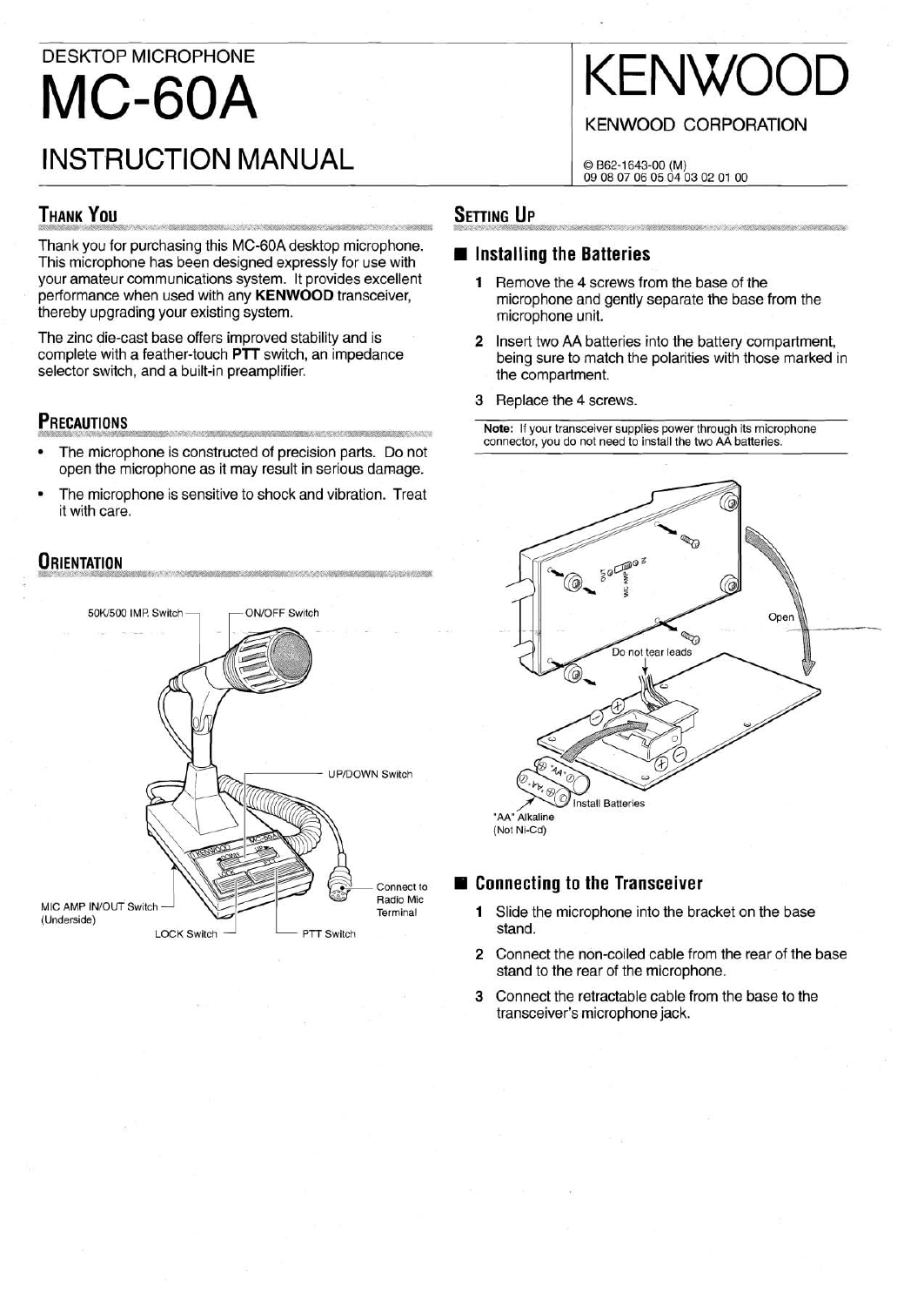DESKTOP MICROPHONE

# MC-60A

# INSTRUCTION MANUAL

KENWOOD

KENWOOD CORPORATION

© B62-1643-00 (M)
09 08 07 06 05 04 03 02 01 00

## THANK YOU

Thank you for purchasing this MC-60A desktop microphone. This microphone has been designed expressly for use with your amateur communications system. It provides excellent performance when used with any **KENWOOD** transceiver, thereby upgrading your existing system.

The zinc die-cast base offers improved stability and is complete with a feather-touch **PTT** switch, an impedance selector switch, and a built-in preamplifier.

## PRECAUTIONS

- The microphone is constructed of precision parts. Do not open the microphone as it may result in serious damage.
- The microphone is sensitive to shock and vibration. Treat it with care.

## ORIENTATION

50K/500 IMP. Switch

ON/OFF Switch

UP/DOWN Switch

Connect to Radio Mic Terminal

MIC AMP IN/OUT Switch (Underside)

LOCK Switch

PTT Switch

## SETTING UP

### Installing the Batteries

1. Remove the 4 screws from the base of the microphone and gently separate the base from the microphone unit.
2. Insert two AA batteries into the battery compartment, being sure to match the polarities with those marked in the compartment.
3. Replace the 4 screws.

**Note:** If your transceiver supplies power through its microphone connector, you do not need to install the two AA batteries.

Open

Do not tear leads

Install Batteries

"AA" Alkaline (Not Ni-Cd)

### Connecting to the Transceiver

1. Slide the microphone into the bracket on the base stand.
2. Connect the non-coiled cable from the rear of the base stand to the rear of the microphone.
3. Connect the retractable cable from the base to the transceiver's microphone jack.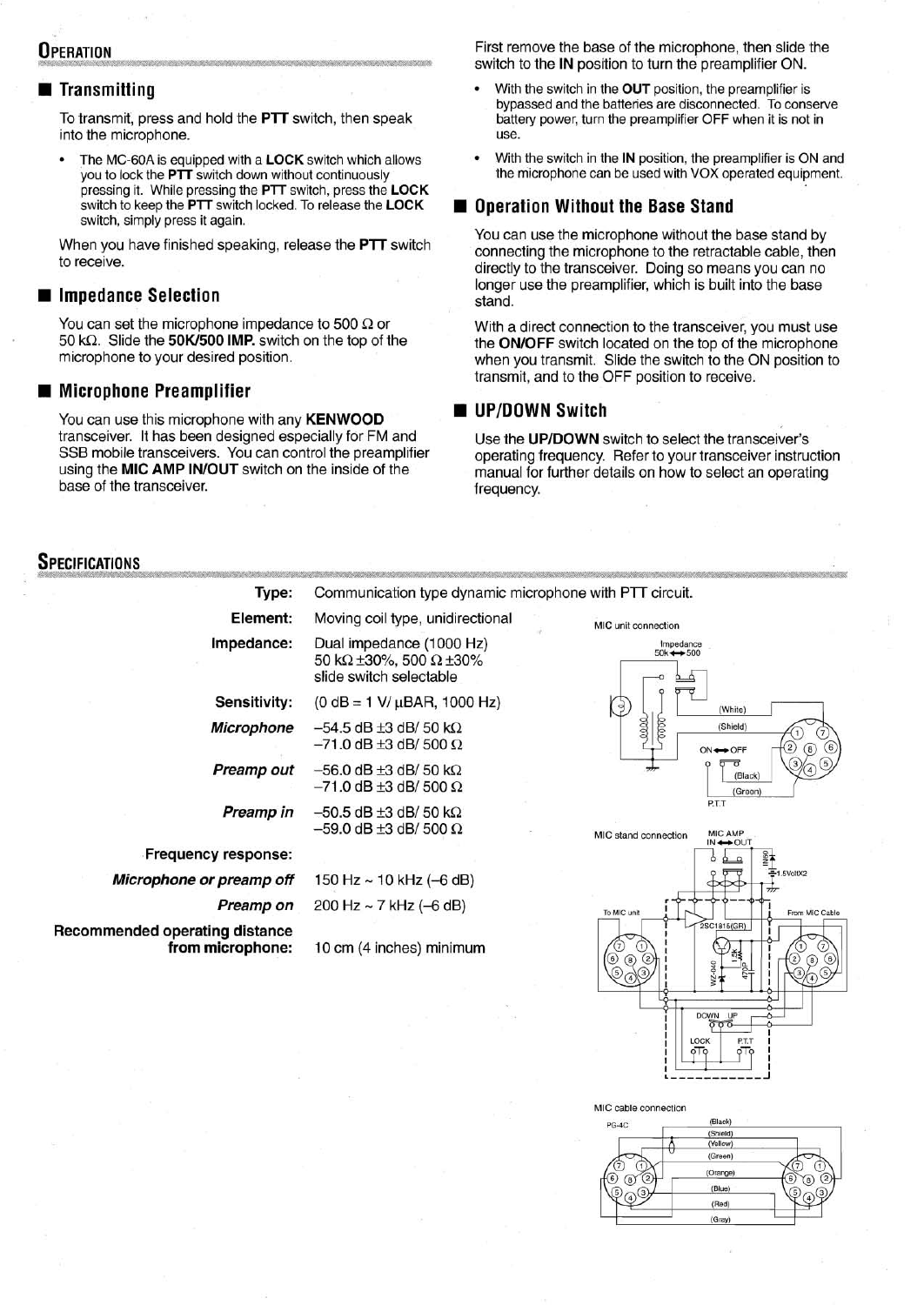## Operation

### ■ Transmitting

To transmit, press and hold the **PTT** switch, then speak into the microphone.

- The MC-60A is equipped with a **LOCK** switch which allows you to lock the **PTT** switch down without continuously pressing it. While pressing the **PTT** switch, press the **LOCK** switch to keep the **PTT** switch locked. To release the **LOCK** switch, simply press it again.

When you have finished speaking, release the **PTT** switch to receive.

### ■ Impedance Selection

You can set the microphone impedance to 500 Ω or 50 kΩ. Slide the **50K/500 IMP.** switch on the top of the microphone to your desired position.

### ■ Microphone Preamplifier

You can use this microphone with any **KENWOOD** transceiver. It has been designed especially for FM and SSB mobile transceivers. You can control the preamplifier using the **MIC AMP IN/OUT** switch on the inside of the base of the transceiver.

First remove the base of the microphone, then slide the switch to the **IN** position to turn the preamplifier ON.

- With the switch in the **OUT** position, the preamplifier is bypassed and the batteries are disconnected. To conserve battery power, turn the preamplifier OFF when it is not in use.
- With the switch in the **IN** position, the preamplifier is ON and the microphone can be used with VOX operated equipment.

### ■ Operation Without the Base Stand

You can use the microphone without the base stand by connecting the microphone to the retractable cable, then directly to the transceiver. Doing so means you can no longer use the preamplifier, which is built into the base stand.

With a direct connection to the transceiver, you must use the **ON/OFF** switch located on the top of the microphone when you transmit. Slide the switch to the ON position to transmit, and to the OFF position to receive.

### ■ UP/DOWN Switch

Use the **UP/DOWN** switch to select the transceiver's operating frequency. Refer to your transceiver instruction manual for further details on how to select an operating frequency.

## Specifications

| | |
|---|---|
| **Type:** | Communication type dynamic microphone with PTT circuit. |
| **Element:** | Moving coil type, unidirectional |
| **Impedance:** | Dual impedance (1000 Hz) 50 kΩ ±30%, 500 Ω ±30% slide switch selectable |
| **Sensitivity:** | (0 dB = 1 V/ μBAR, 1000 Hz) |
| ***Microphone*** | –54.5 dB ±3 dB/ 50 kΩ<br>–71.0 dB ±3 dB/ 500 Ω |
| ***Preamp out*** | –56.0 dB ±3 dB/ 50 kΩ<br>–71.0 dB ±3 dB/ 500 Ω |
| ***Preamp in*** | –50.5 dB ±3 dB/ 50 kΩ<br>–59.0 dB ±3 dB/ 500 Ω |
| **Frequency response:** | |
| ***Microphone or preamp off*** | 150 Hz ~ 10 kHz (–6 dB) |
| ***Preamp on*** | 200 Hz ~ 7 kHz (–6 dB) |
| **Recommended operating distance from microphone:** | 10 cm (4 inches) minimum |

MIC unit connection

Impedance 50k ↔ 500

(White)
(Shield)
ON ↔ OFF
(Black)
(Green)
P.T.T

MIC stand connection

MIC AMP IN ↔ OUT

1.5Volt×2

To MIC unit

2SC1815(GR)

From MIC Cable

DOWN UP

LOCK P.T.T

MIC cable connection

PG-4C

(Black)
(Shield)
(Yellow)
(Green)
(Orange)
(Blue)
(Red)
(Gray)